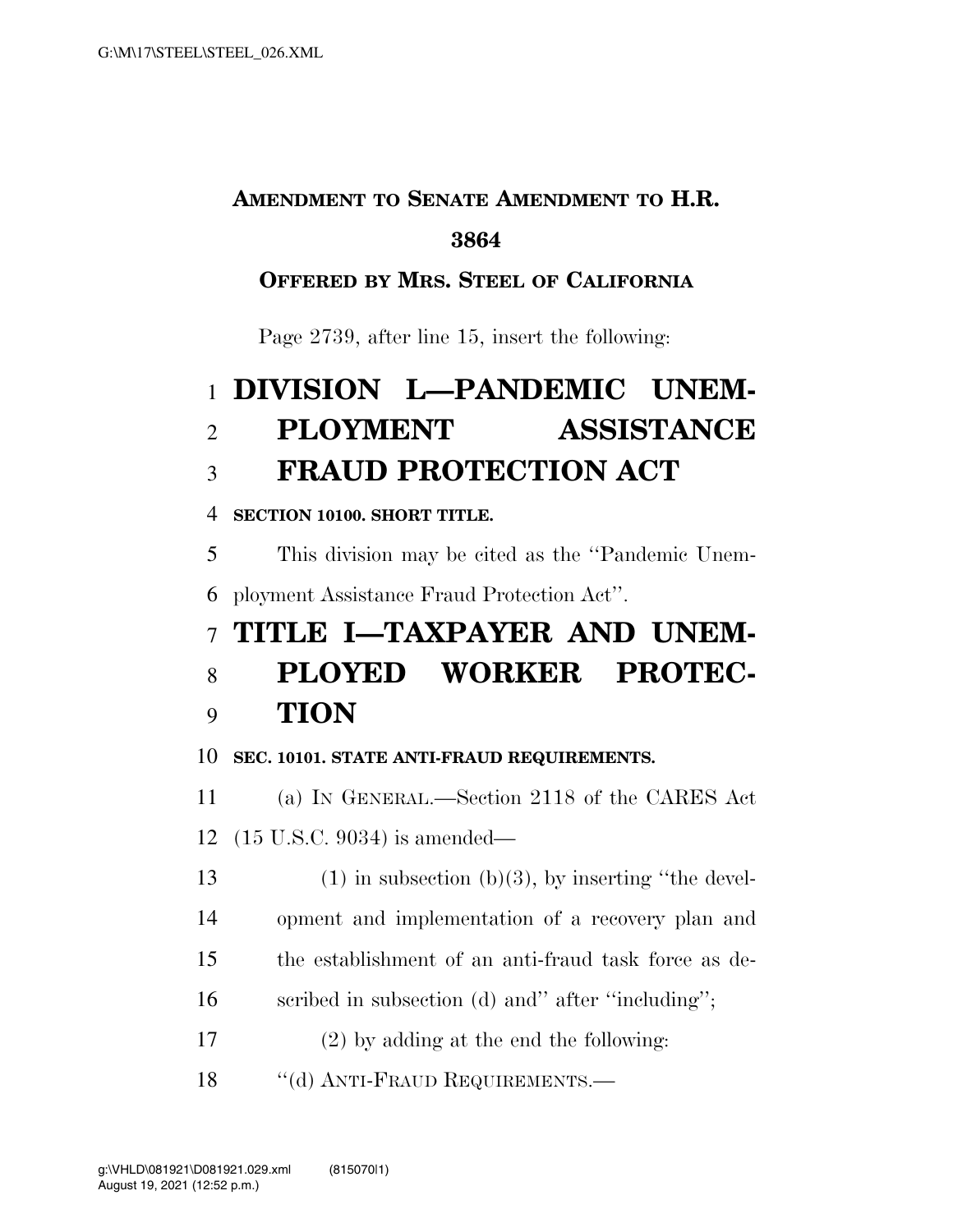**AMENDMENT TO SENATE AMENDMENT TO H.R. 3864**

**OFFERED BY MRS. STEEL OF CALIFORNIA**

Page 2739, after line 15, insert the following:

# DIVISION L—PANDEMIC UNEMPLOYMENT ASSISTANCE FRAUD PROTECTION ACT

**SECTION 10100. SHORT TITLE.**

This division may be cited as the ''Pandemic Unemployment Assistance Fraud Protection Act''.

# TITLE I—TAXPAYER AND UNEMPLOYED WORKER PROTECTION

**SEC. 10101. STATE ANTI-FRAUD REQUIREMENTS.**

(a) IN GENERAL.—Section 2118 of the CARES Act (15 U.S.C. 9034) is amended—

(1) in subsection (b)(3), by inserting ''the development and implementation of a recovery plan and the establishment of an anti-fraud task force as described in subsection (d) and'' after ''including'';

(2) by adding at the end the following:

''(d) ANTI-FRAUD REQUIREMENTS.—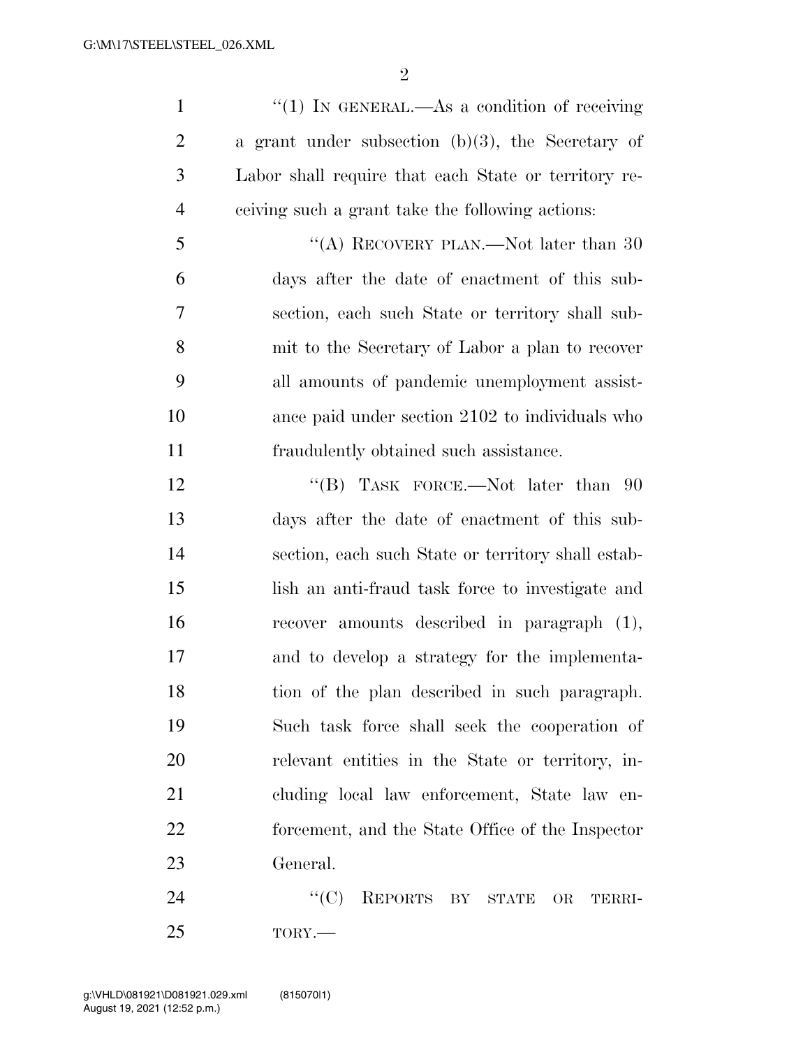"(1) IN GENERAL.—As a condition of receiving a grant under subsection (b)(3), the Secretary of Labor shall require that each State or territory receiving such a grant take the following actions:

"(A) RECOVERY PLAN.—Not later than 30 days after the date of enactment of this subsection, each such State or territory shall submit to the Secretary of Labor a plan to recover all amounts of pandemic unemployment assistance paid under section 2102 to individuals who fraudulently obtained such assistance.

"(B) TASK FORCE.—Not later than 90 days after the date of enactment of this subsection, each such State or territory shall establish an anti-fraud task force to investigate and recover amounts described in paragraph (1), and to develop a strategy for the implementation of the plan described in such paragraph. Such task force shall seek the cooperation of relevant entities in the State or territory, including local law enforcement, State law enforcement, and the State Office of the Inspector General.

"(C) REPORTS BY STATE OR TERRITORY.—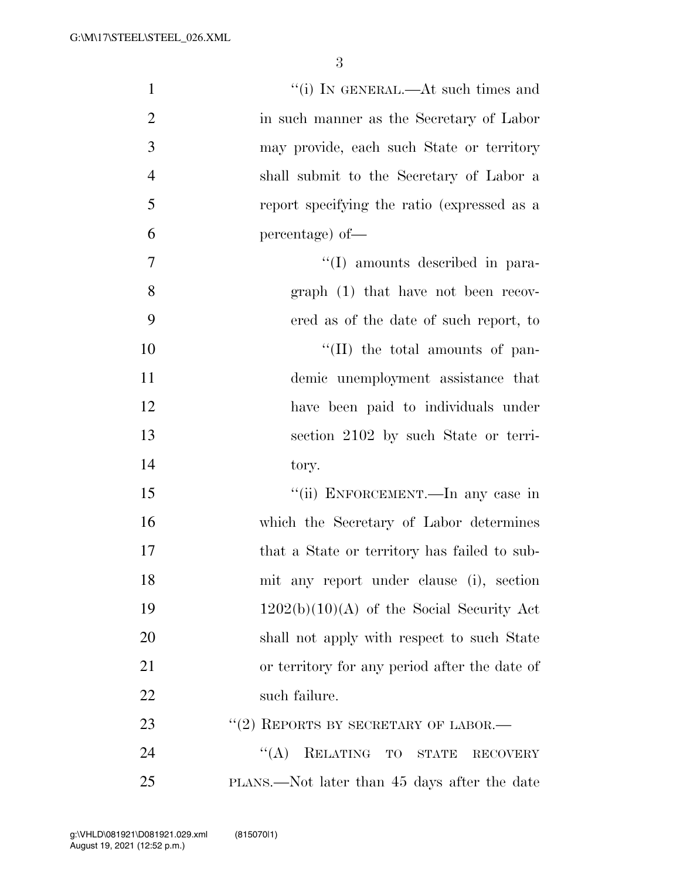"(i) IN GENERAL.—At such times and in such manner as the Secretary of Labor may provide, each such State or territory shall submit to the Secretary of Labor a report specifying the ratio (expressed as a percentage) of—

"(I) amounts described in paragraph (1) that have not been recovered as of the date of such report, to

"(II) the total amounts of pandemic unemployment assistance that have been paid to individuals under section 2102 by such State or territory.

"(ii) ENFORCEMENT.—In any case in which the Secretary of Labor determines that a State or territory has failed to submit any report under clause (i), section 1202(b)(10)(A) of the Social Security Act shall not apply with respect to such State or territory for any period after the date of such failure.

"(2) REPORTS BY SECRETARY OF LABOR.—

"(A) RELATING TO STATE RECOVERY PLANS.—Not later than 45 days after the date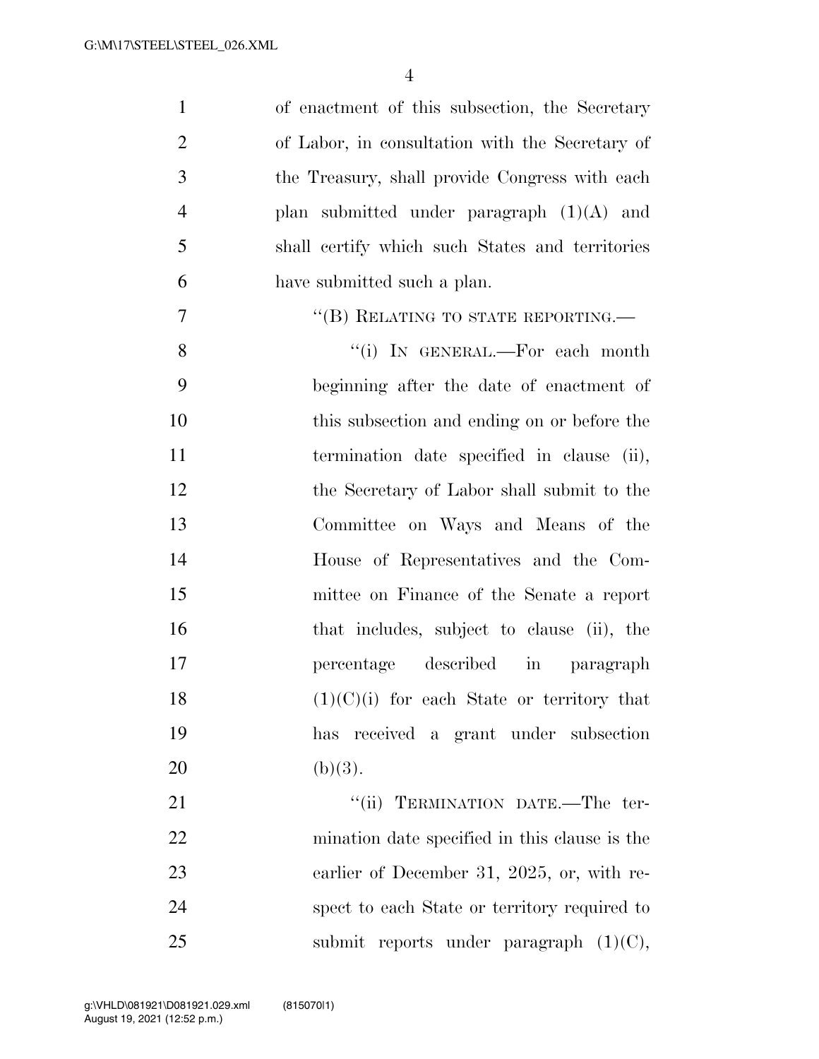of enactment of this subsection, the Secretary of Labor, in consultation with the Secretary of the Treasury, shall provide Congress with each plan submitted under paragraph (1)(A) and shall certify which such States and territories have submitted such a plan.

"(B) RELATING TO STATE REPORTING.—

"(i) IN GENERAL.—For each month beginning after the date of enactment of this subsection and ending on or before the termination date specified in clause (ii), the Secretary of Labor shall submit to the Committee on Ways and Means of the House of Representatives and the Committee on Finance of the Senate a report that includes, subject to clause (ii), the percentage described in paragraph (1)(C)(i) for each State or territory that has received a grant under subsection (b)(3).

"(ii) TERMINATION DATE.—The termination date specified in this clause is the earlier of December 31, 2025, or, with respect to each State or territory required to submit reports under paragraph (1)(C),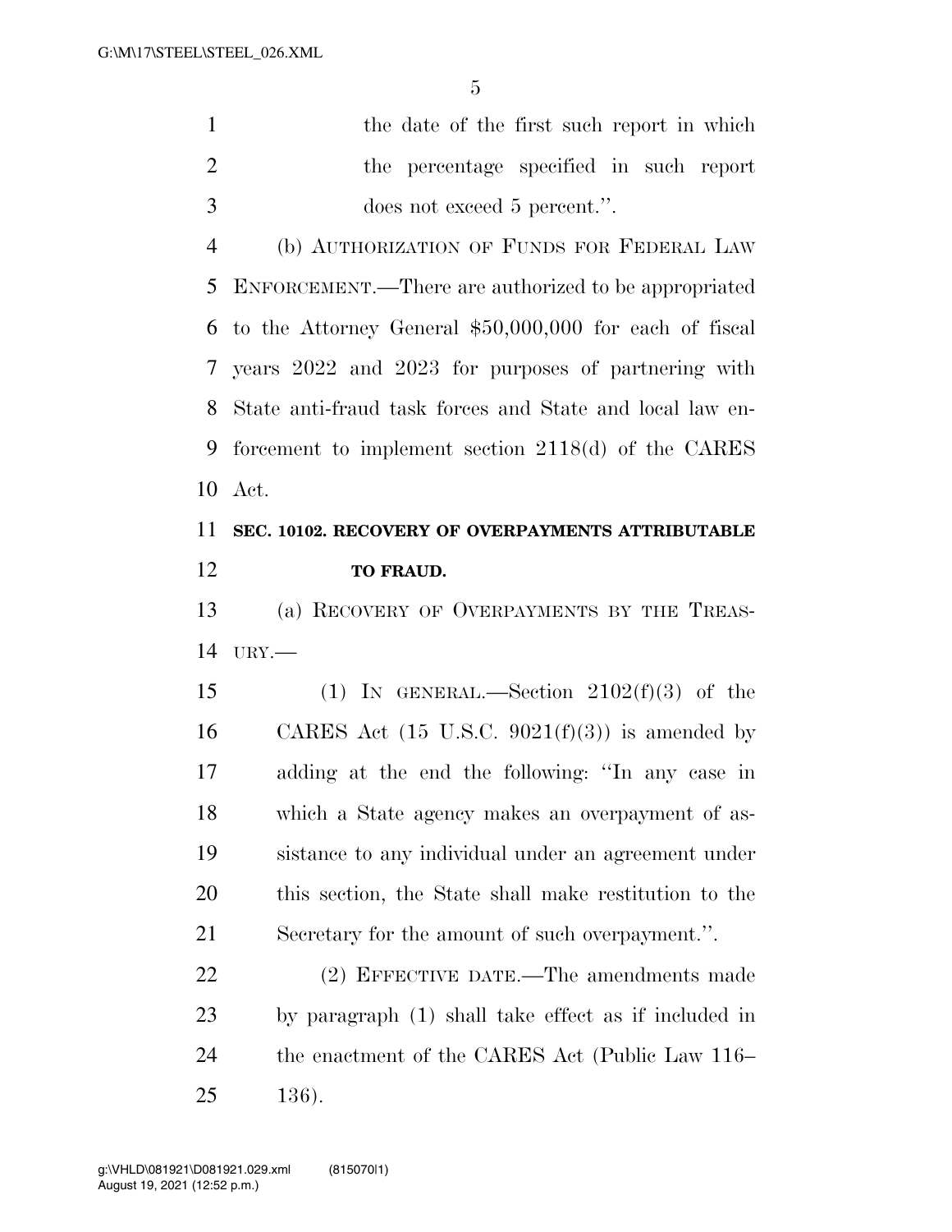the date of the first such report in which the percentage specified in such report does not exceed 5 percent.''.

(b) AUTHORIZATION OF FUNDS FOR FEDERAL LAW ENFORCEMENT.—There are authorized to be appropriated to the Attorney General $50,000,000 for each of fiscal years 2022 and 2023 for purposes of partnering with State anti-fraud task forces and State and local law enforcement to implement section 2118(d) of the CARES Act.

**SEC. 10102. RECOVERY OF OVERPAYMENTS ATTRIBUTABLE TO FRAUD.**

(a) RECOVERY OF OVERPAYMENTS BY THE TREASURY.—

(1) IN GENERAL.—Section 2102(f)(3) of the CARES Act (15 U.S.C. 9021(f)(3)) is amended by adding at the end the following: ''In any case in which a State agency makes an overpayment of assistance to any individual under an agreement under this section, the State shall make restitution to the Secretary for the amount of such overpayment.''.

(2) EFFECTIVE DATE.—The amendments made by paragraph (1) shall take effect as if included in the enactment of the CARES Act (Public Law 116–136).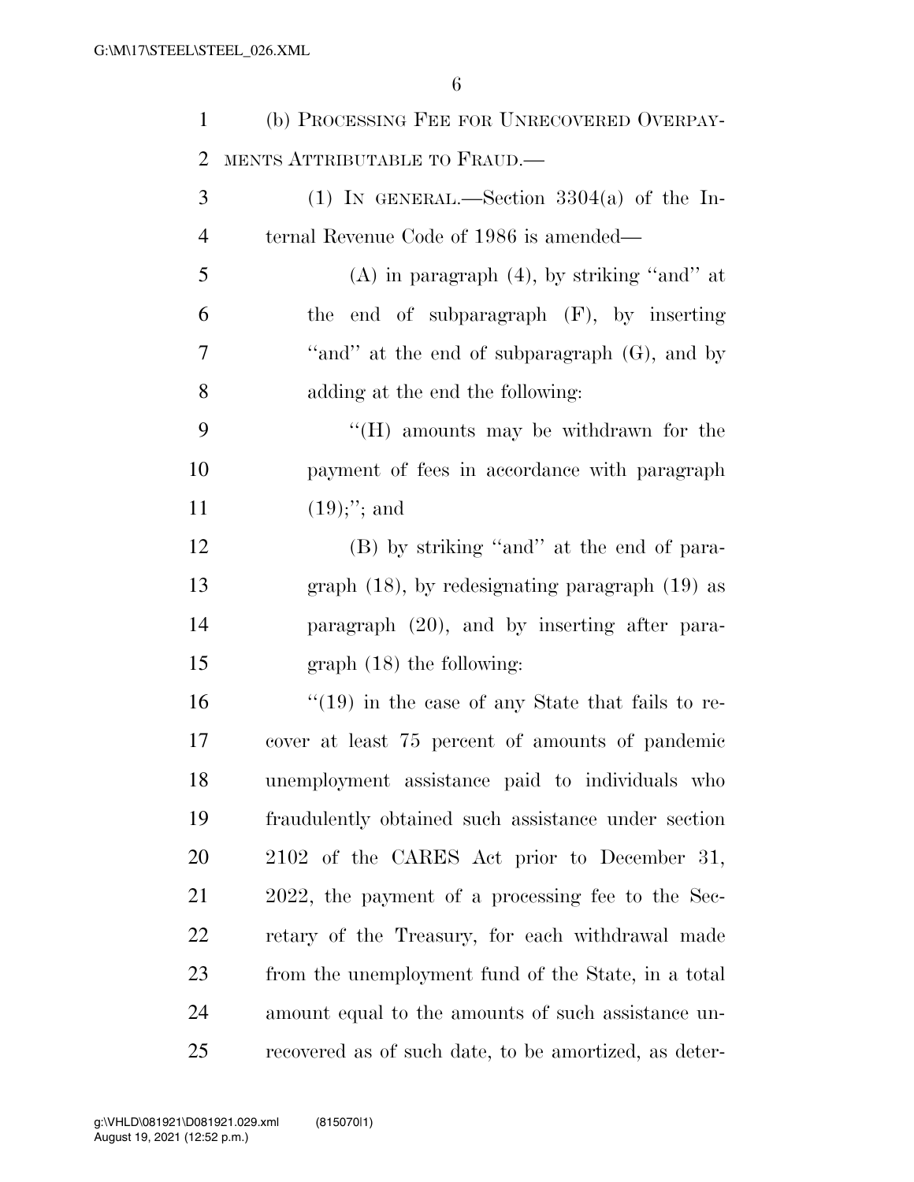(b) PROCESSING FEE FOR UNRECOVERED OVERPAYMENTS ATTRIBUTABLE TO FRAUD.—

(1) IN GENERAL.—Section 3304(a) of the Internal Revenue Code of 1986 is amended—

(A) in paragraph (4), by striking ''and'' at the end of subparagraph (F), by inserting ''and'' at the end of subparagraph (G), and by adding at the end the following:

''(H) amounts may be withdrawn for the payment of fees in accordance with paragraph (19);''; and

(B) by striking ''and'' at the end of paragraph (18), by redesignating paragraph (19) as paragraph (20), and by inserting after paragraph (18) the following:

''(19) in the case of any State that fails to recover at least 75 percent of amounts of pandemic unemployment assistance paid to individuals who fraudulently obtained such assistance under section 2102 of the CARES Act prior to December 31, 2022, the payment of a processing fee to the Secretary of the Treasury, for each withdrawal made from the unemployment fund of the State, in a total amount equal to the amounts of such assistance unrecovered as of such date, to be amortized, as deter-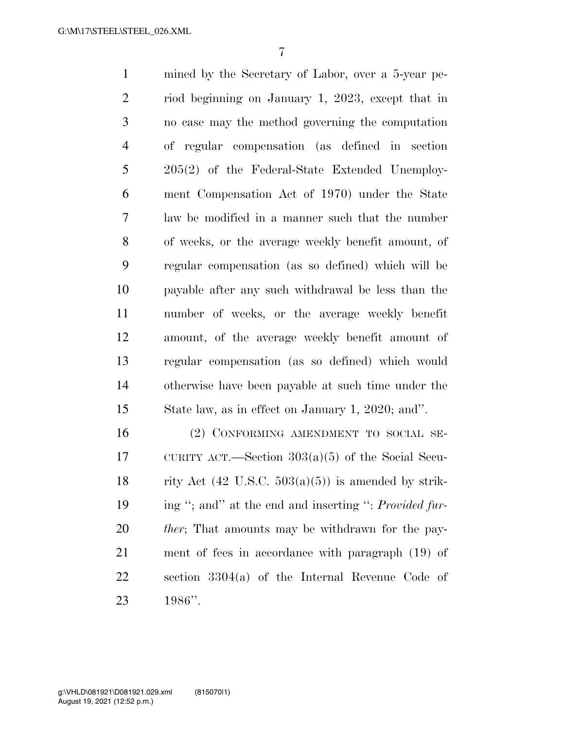mined by the Secretary of Labor, over a 5-year period beginning on January 1, 2023, except that in no case may the method governing the computation of regular compensation (as defined in section 205(2) of the Federal-State Extended Unemployment Compensation Act of 1970) under the State law be modified in a manner such that the number of weeks, or the average weekly benefit amount, of regular compensation (as so defined) which will be payable after any such withdrawal be less than the number of weeks, or the average weekly benefit amount, of the average weekly benefit amount of regular compensation (as so defined) which would otherwise have been payable at such time under the State law, as in effect on January 1, 2020; and''.

(2) CONFORMING AMENDMENT TO SOCIAL SECURITY ACT.—Section 303(a)(5) of the Social Security Act (42 U.S.C. 503(a)(5)) is amended by striking ''; and'' at the end and inserting '': *Provided further*; That amounts may be withdrawn for the payment of fees in accordance with paragraph (19) of section 3304(a) of the Internal Revenue Code of 1986''.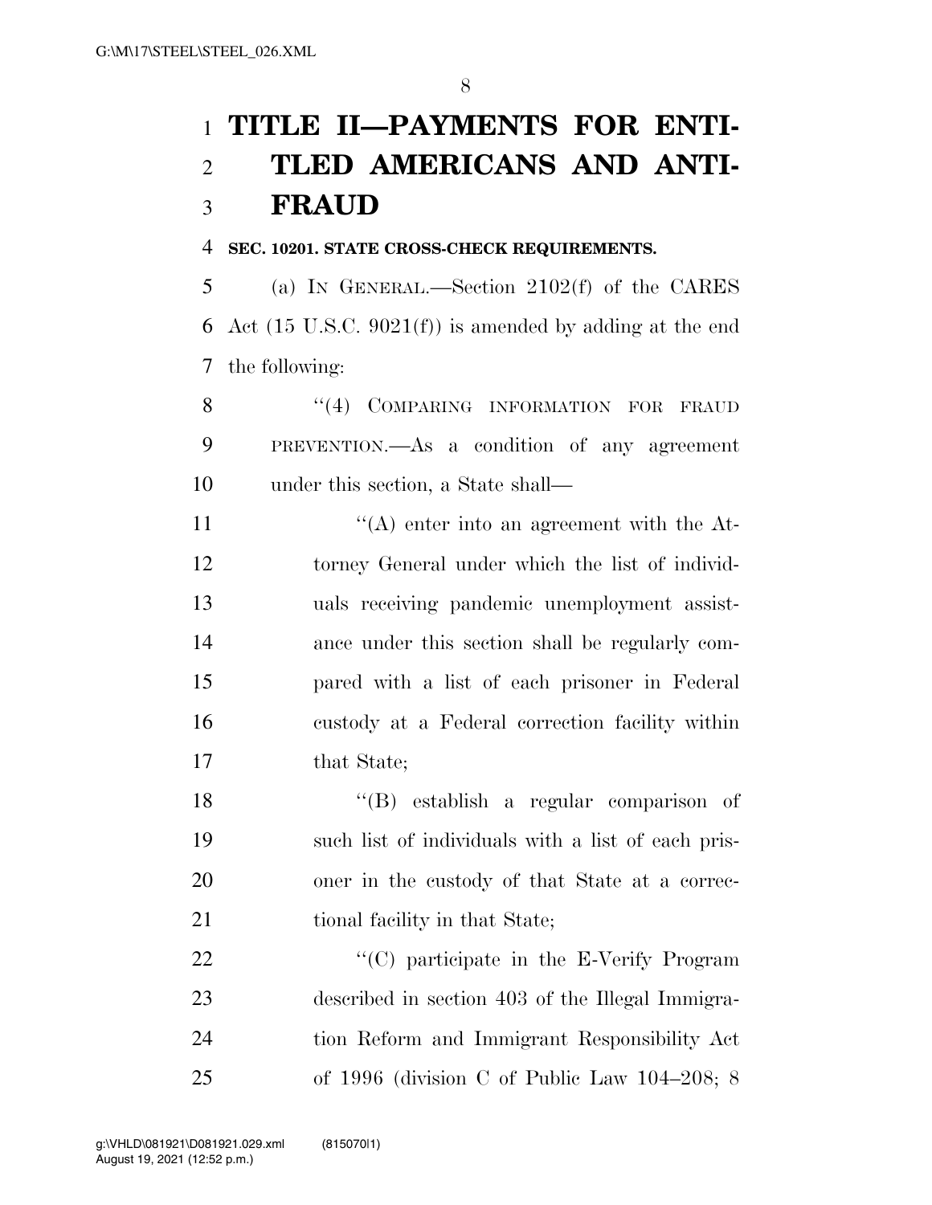# TITLE II—PAYMENTS FOR ENTITLED AMERICANS AND ANTI-FRAUD

**SEC. 10201. STATE CROSS-CHECK REQUIREMENTS.**

(a) IN GENERAL.—Section 2102(f) of the CARES Act (15 U.S.C. 9021(f)) is amended by adding at the end the following:

"(4) COMPARING INFORMATION FOR FRAUD PREVENTION.—As a condition of any agreement under this section, a State shall—

"(A) enter into an agreement with the Attorney General under which the list of individuals receiving pandemic unemployment assistance under this section shall be regularly compared with a list of each prisoner in Federal custody at a Federal correction facility within that State;

"(B) establish a regular comparison of such list of individuals with a list of each prisoner in the custody of that State at a correctional facility in that State;

"(C) participate in the E-Verify Program described in section 403 of the Illegal Immigration Reform and Immigrant Responsibility Act of 1996 (division C of Public Law 104–208; 8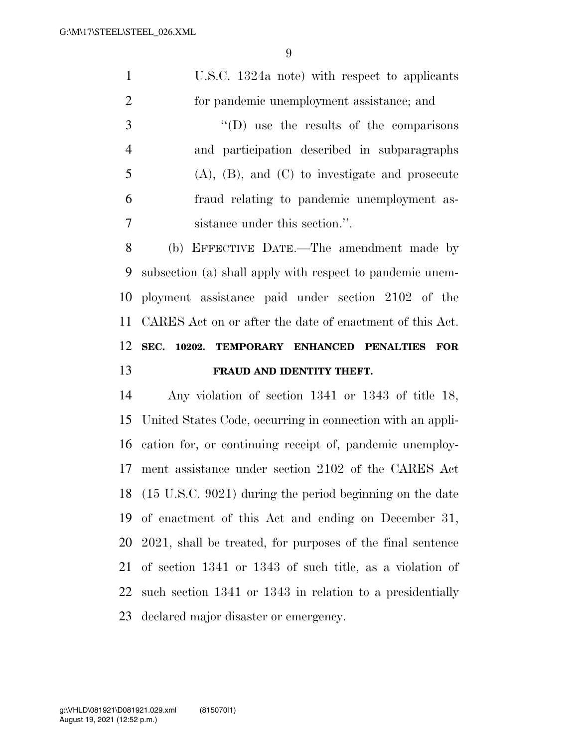U.S.C. 1324a note) with respect to applicants for pandemic unemployment assistance; and

"(D) use the results of the comparisons and participation described in subparagraphs (A), (B), and (C) to investigate and prosecute fraud relating to pandemic unemployment assistance under this section.".

(b) EFFECTIVE DATE.—The amendment made by subsection (a) shall apply with respect to pandemic unemployment assistance paid under section 2102 of the CARES Act on or after the date of enactment of this Act.

**SEC. 10202. TEMPORARY ENHANCED PENALTIES FOR FRAUD AND IDENTITY THEFT.**

Any violation of section 1341 or 1343 of title 18, United States Code, occurring in connection with an application for, or continuing receipt of, pandemic unemployment assistance under section 2102 of the CARES Act (15 U.S.C. 9021) during the period beginning on the date of enactment of this Act and ending on December 31, 2021, shall be treated, for purposes of the final sentence of section 1341 or 1343 of such title, as a violation of such section 1341 or 1343 in relation to a presidentially declared major disaster or emergency.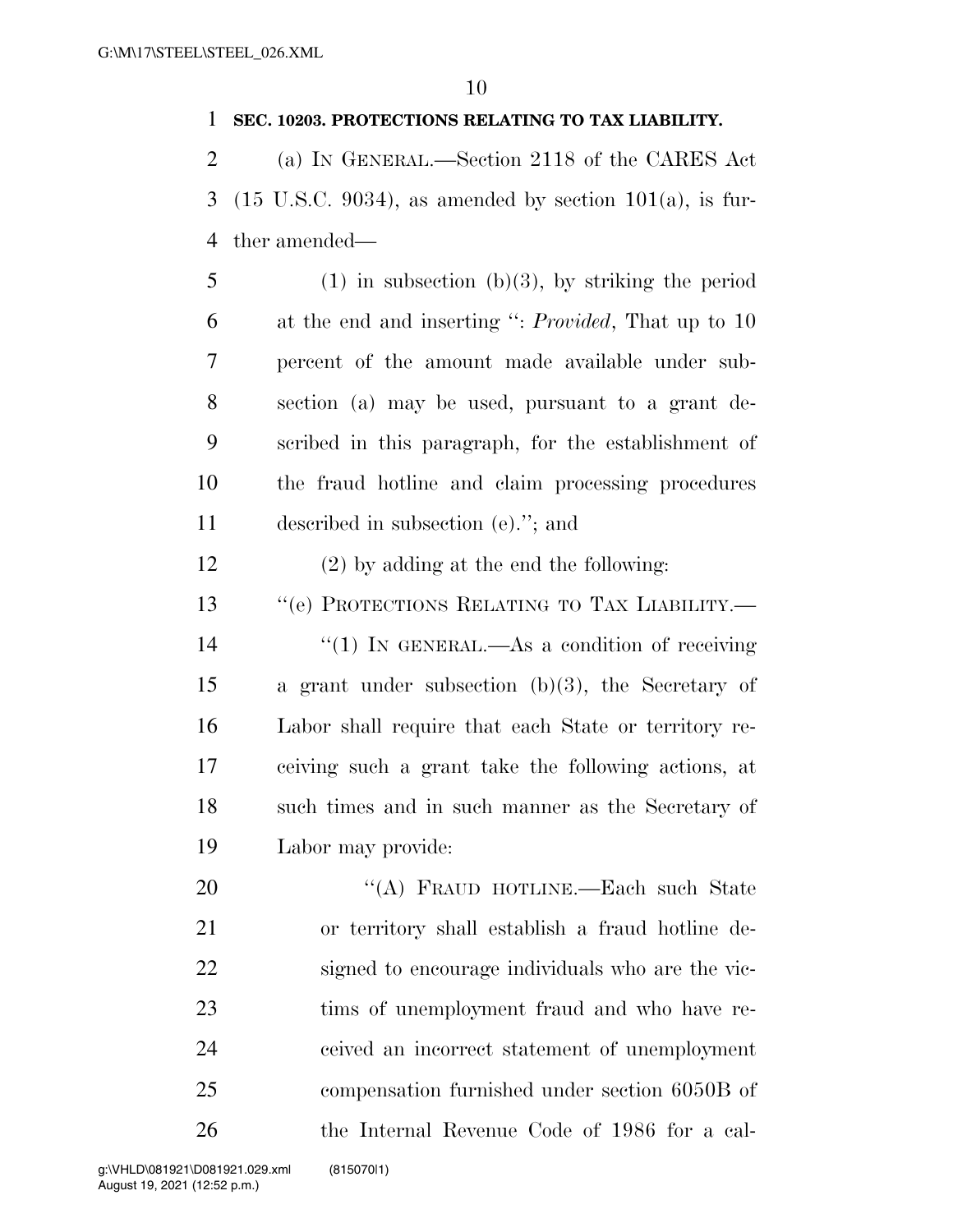**SEC. 10203. PROTECTIONS RELATING TO TAX LIABILITY.**

(a) IN GENERAL.—Section 2118 of the CARES Act (15 U.S.C. 9034), as amended by section 101(a), is further amended—

(1) in subsection (b)(3), by striking the period at the end and inserting ": *Provided*, That up to 10 percent of the amount made available under subsection (a) may be used, pursuant to a grant described in this paragraph, for the establishment of the fraud hotline and claim processing procedures described in subsection (e)."; and

(2) by adding at the end the following:

"(e) PROTECTIONS RELATING TO TAX LIABILITY.—

"(1) IN GENERAL.—As a condition of receiving a grant under subsection (b)(3), the Secretary of Labor shall require that each State or territory receiving such a grant take the following actions, at such times and in such manner as the Secretary of Labor may provide:

"(A) FRAUD HOTLINE.—Each such State or territory shall establish a fraud hotline designed to encourage individuals who are the victims of unemployment fraud and who have received an incorrect statement of unemployment compensation furnished under section 6050B of the Internal Revenue Code of 1986 for a cal-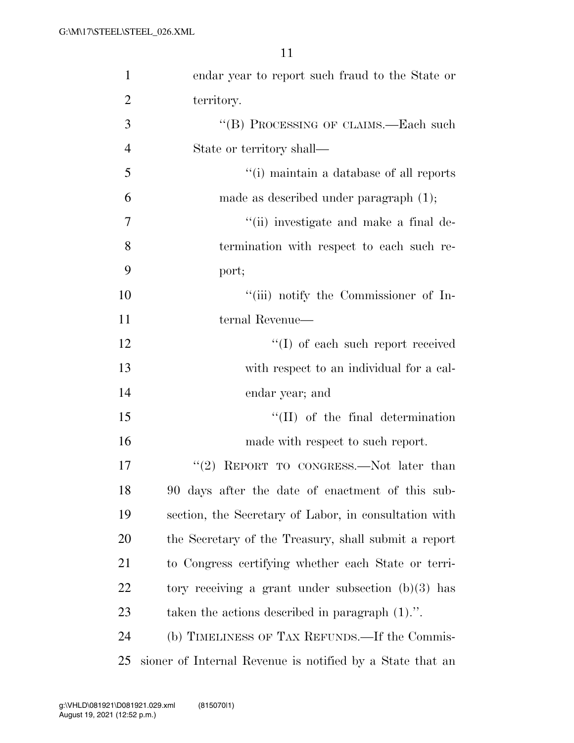endar year to report such fraud to the State or territory.

"(B) PROCESSING OF CLAIMS.—Each such State or territory shall—

"(i) maintain a database of all reports made as described under paragraph (1);

"(ii) investigate and make a final determination with respect to each such report;

"(iii) notify the Commissioner of Internal Revenue—

"(I) of each such report received with respect to an individual for a calendar year; and

"(II) of the final determination made with respect to such report.

"(2) REPORT TO CONGRESS.—Not later than 90 days after the date of enactment of this subsection, the Secretary of Labor, in consultation with the Secretary of the Treasury, shall submit a report to Congress certifying whether each State or territory receiving a grant under subsection (b)(3) has taken the actions described in paragraph (1).".

(b) TIMELINESS OF TAX REFUNDS.—If the Commissioner of Internal Revenue is notified by a State that an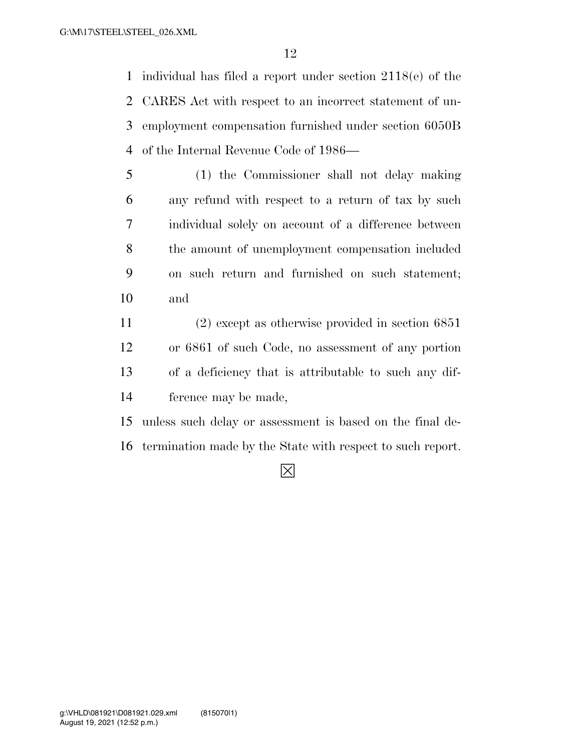individual has filed a report under section 2118(e) of the CARES Act with respect to an incorrect statement of unemployment compensation furnished under section 6050B of the Internal Revenue Code of 1986—

(1) the Commissioner shall not delay making any refund with respect to a return of tax by such individual solely on account of a difference between the amount of unemployment compensation included on such return and furnished on such statement; and

(2) except as otherwise provided in section 6851 or 6861 of such Code, no assessment of any portion of a deficiency that is attributable to such any difference may be made,

unless such delay or assessment is based on the final determination made by the State with respect to such report.